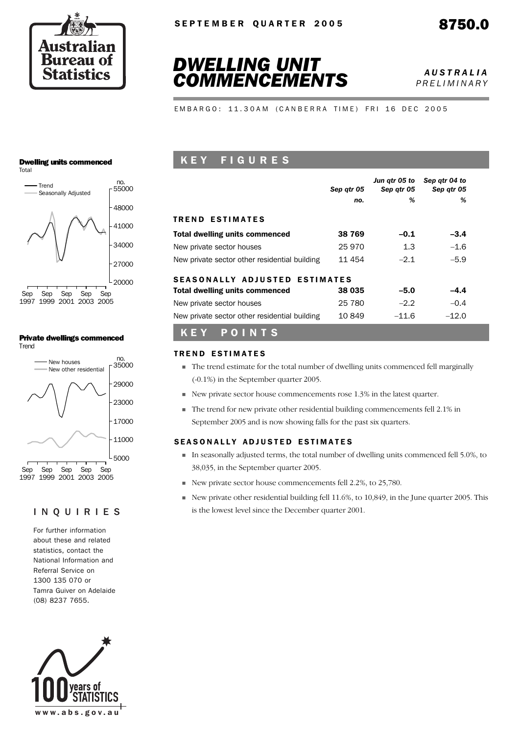SEPTEMBER QUARTER 2005

8750.0

# DWELLING UNIT COMMENCEMENTS

*AUSTRALIA*
*PRELIMINARY*

EMBARGO: 11.30AM (CANBERRA TIME) FRI 16 DEC 2005

## KEY FIGURES

| | Sep qtr 05 | Jun qtr 05 to Sep qtr 05 | Sep qtr 04 to Sep qtr 05 |
|---|---|---|---|
| | no. | % | % |
| **TREND ESTIMATES** | | | |
| **Total dwelling units commenced** | **38 769** | **–0.1** | **–3.4** |
| New private sector houses | 25 970 | 1.3 | –1.6 |
| New private sector other residential building | 11 454 | –2.1 | –5.9 |
| **SEASONALLY ADJUSTED ESTIMATES** | | | |
| **Total dwelling units commenced** | **38 035** | **–5.0** | **–4.4** |
| New private sector houses | 25 780 | –2.2 | –0.4 |
| New private sector other residential building | 10 849 | –11.6 | –12.0 |

## KEY POINTS

### TREND ESTIMATES

- The trend estimate for the total number of dwelling units commenced fell marginally (-0.1%) in the September quarter 2005.
- New private sector house commencements rose 1.3% in the latest quarter.
- The trend for new private other residential building commencements fell 2.1% in September 2005 and is now showing falls for the past six quarters.

### SEASONALLY ADJUSTED ESTIMATES

- In seasonally adjusted terms, the total number of dwelling units commenced fell 5.0%, to 38,035, in the September quarter 2005.
- New private sector house commencements fell 2.2%, to 25,780.
- New private other residential building fell 11.6%, to 10,849, in the June quarter 2005. This is the lowest level since the December quarter 2001.

**Dwelling units commenced**
Total

**Private dwellings commenced**
Trend

## INQUIRIES

For further information about these and related statistics, contact the National Information and Referral Service on 1300 135 070 or Tamra Guiver on Adelaide (08) 8237 7655.

www.abs.gov.au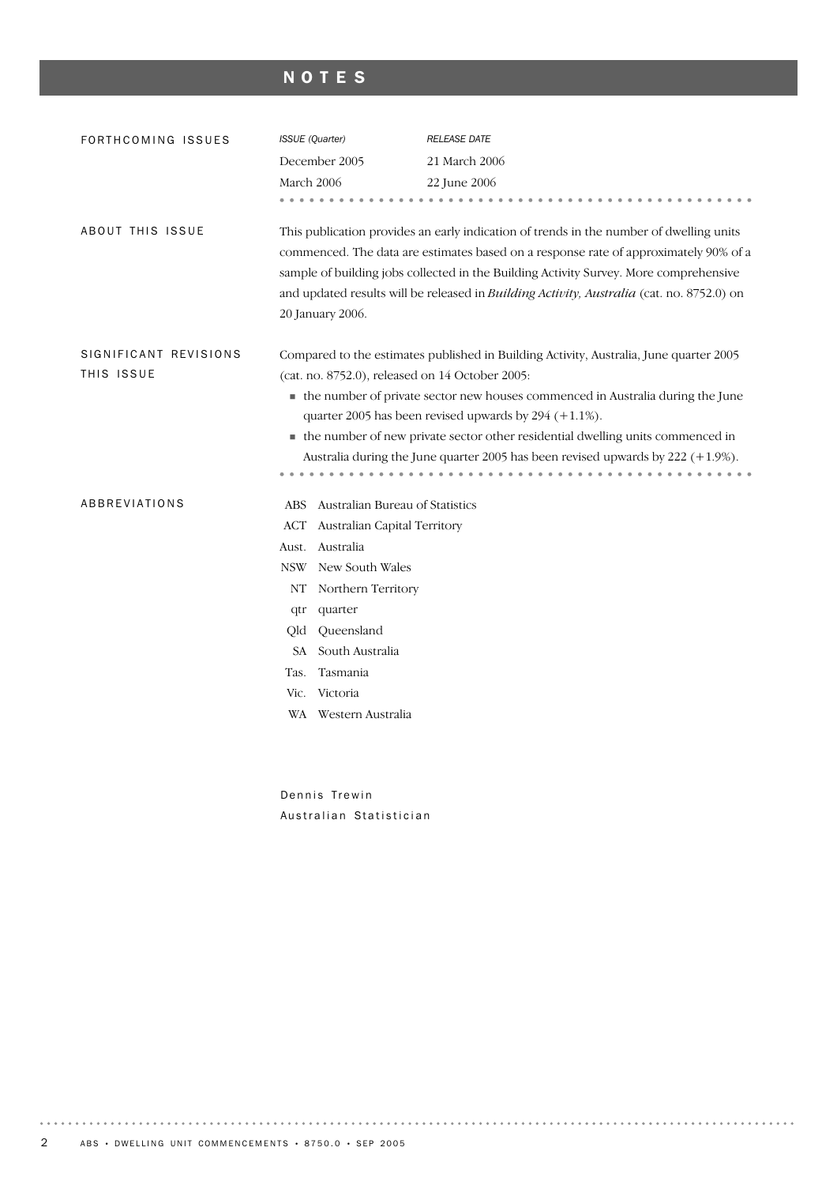# NOTES

## FORTHCOMING ISSUES

| *ISSUE (Quarter)* | *RELEASE DATE* |
| --- | --- |
| December 2005 | 21 March 2006 |
| March 2006 | 22 June 2006 |

## ABOUT THIS ISSUE

This publication provides an early indication of trends in the number of dwelling units commenced. The data are estimates based on a response rate of approximately 90% of a sample of building jobs collected in the Building Activity Survey. More comprehensive and updated results will be released in *Building Activity, Australia* (cat. no. 8752.0) on 20 January 2006.

## SIGNIFICANT REVISIONS THIS ISSUE

Compared to the estimates published in Building Activity, Australia, June quarter 2005 (cat. no. 8752.0), released on 14 October 2005:

- the number of private sector new houses commenced in Australia during the June quarter 2005 has been revised upwards by 294 (+1.1%).
- the number of new private sector other residential dwelling units commenced in Australia during the June quarter 2005 has been revised upwards by 222 (+1.9%).

## ABBREVIATIONS

| | |
| --- | --- |
| ABS | Australian Bureau of Statistics |
| ACT | Australian Capital Territory |
| Aust. | Australia |
| NSW | New South Wales |
| NT | Northern Territory |
| qtr | quarter |
| Qld | Queensland |
| SA | South Australia |
| Tas. | Tasmania |
| Vic. | Victoria |
| WA | Western Australia |

Dennis Trewin
Australian Statistician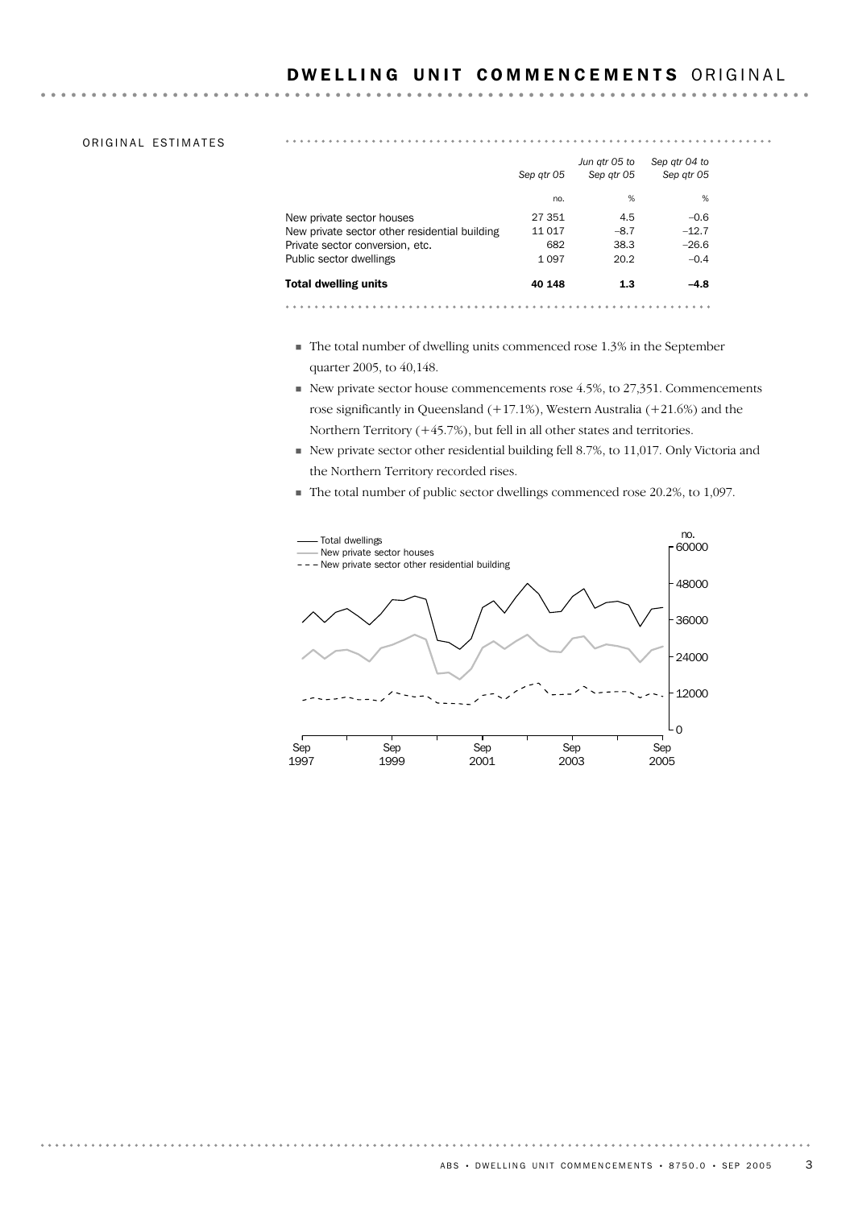# DWELLING UNIT COMMENCEMENTS ORIGINAL

## ORIGINAL ESTIMATES

| | Sep qtr 05 | Jun qtr 05 to Sep qtr 05 | Sep qtr 04 to Sep qtr 05 |
|---|---|---|---|
| | no. | % | % |
| New private sector houses | 27 351 | 4.5 | –0.6 |
| New private sector other residential building | 11 017 | –8.7 | –12.7 |
| Private sector conversion, etc. | 682 | 38.3 | –26.6 |
| Public sector dwellings | 1 097 | 20.2 | –0.4 |
| **Total dwelling units** | **40 148** | **1.3** | **–4.8** |

- The total number of dwelling units commenced rose 1.3% in the September quarter 2005, to 40,148.
- New private sector house commencements rose 4.5%, to 27,351. Commencements rose significantly in Queensland (+17.1%), Western Australia (+21.6%) and the Northern Territory (+45.7%), but fell in all other states and territories.
- New private sector other residential building fell 8.7%, to 11,017. Only Victoria and the Northern Territory recorded rises.
- The total number of public sector dwellings commenced rose 20.2%, to 1,097.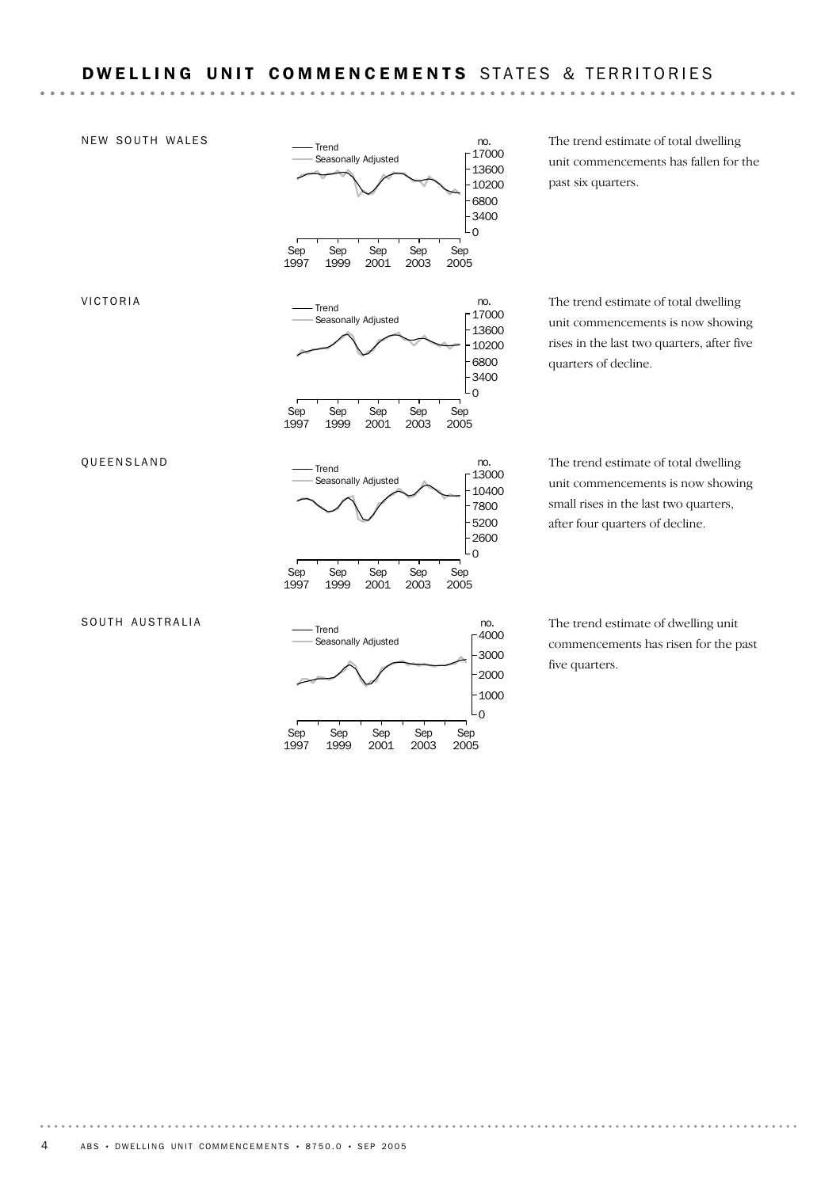# DWELLING UNIT COMMENCEMENTS STATES & TERRITORIES

## NEW SOUTH WALES

The trend estimate of total dwelling unit commencements has fallen for the past six quarters.

## VICTORIA

The trend estimate of total dwelling unit commencements is now showing rises in the last two quarters, after five quarters of decline.

## QUEENSLAND

The trend estimate of total dwelling unit commencements is now showing small rises in the last two quarters, after four quarters of decline.

## SOUTH AUSTRALIA

The trend estimate of dwelling unit commencements has risen for the past five quarters.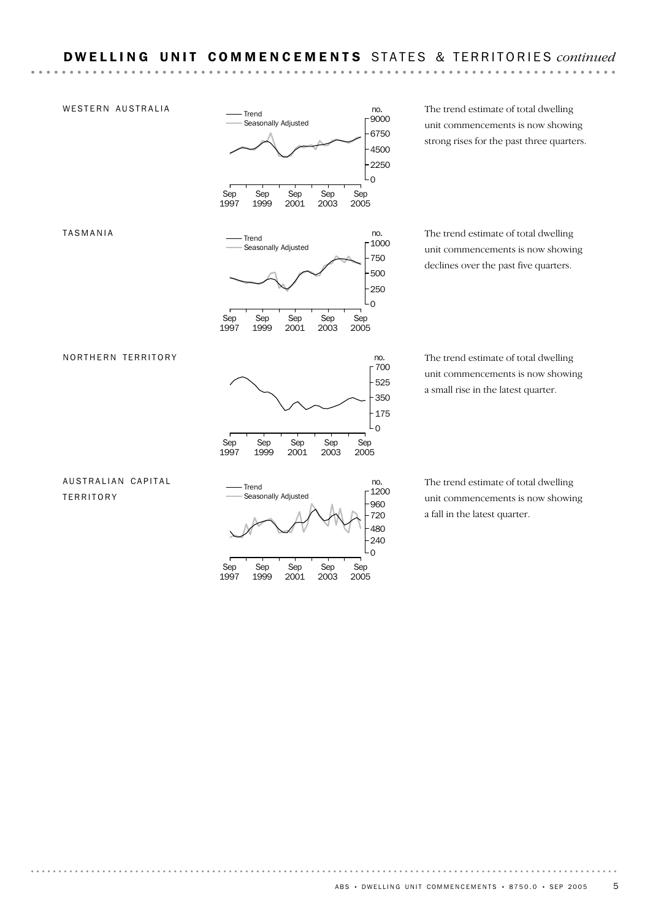## DWELLING UNIT COMMENCEMENTS STATES & TERRITORIES *continued*

### WESTERN AUSTRALIA

The trend estimate of total dwelling unit commencements is now showing strong rises for the past three quarters.

### TASMANIA

The trend estimate of total dwelling unit commencements is now showing declines over the past five quarters.

### NORTHERN TERRITORY

The trend estimate of total dwelling unit commencements is now showing a small rise in the latest quarter.

### AUSTRALIAN CAPITAL TERRITORY

The trend estimate of total dwelling unit commencements is now showing a fall in the latest quarter.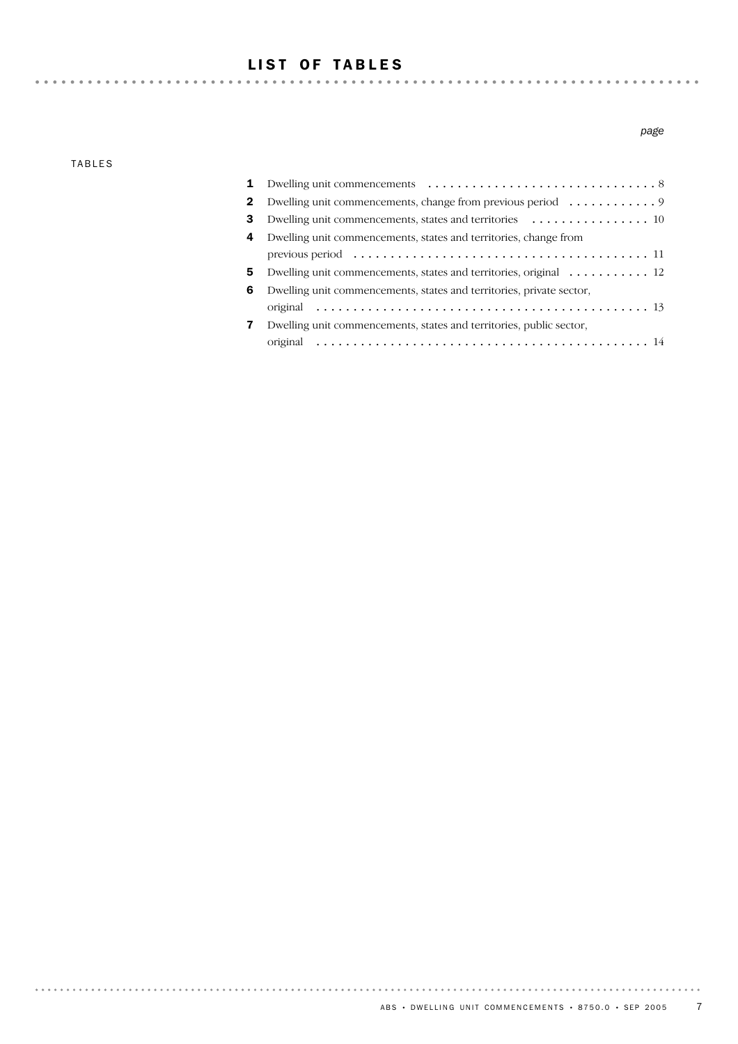# LIST OF TABLES

*page*

TABLES

| | | |
|---|---|---|
| **1** | Dwelling unit commencements | 8 |
| **2** | Dwelling unit commencements, change from previous period | 9 |
| **3** | Dwelling unit commencements, states and territories | 10 |
| **4** | Dwelling unit commencements, states and territories, change from previous period | 11 |
| **5** | Dwelling unit commencements, states and territories, original | 12 |
| **6** | Dwelling unit commencements, states and territories, private sector, original | 13 |
| **7** | Dwelling unit commencements, states and territories, public sector, original | 14 |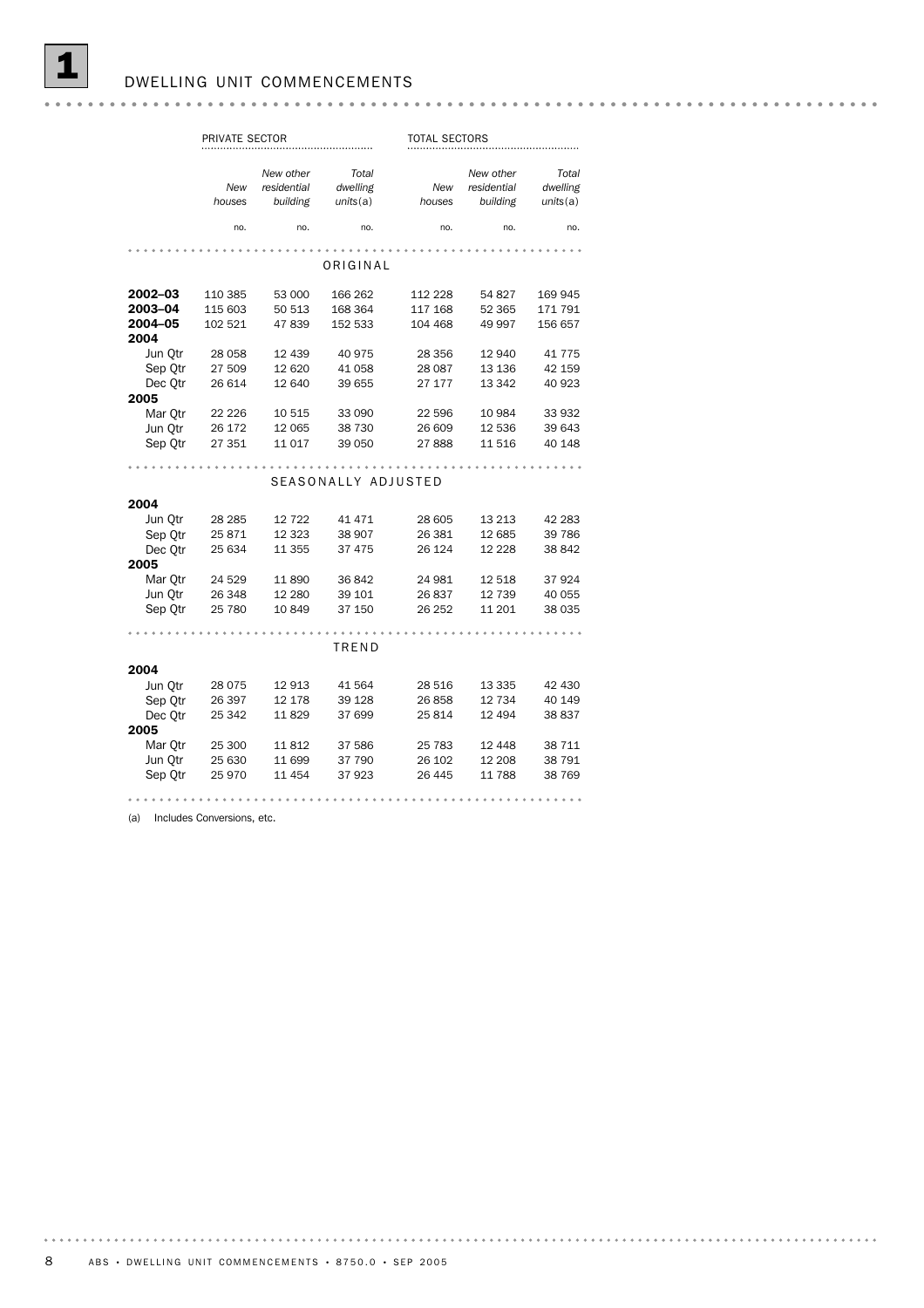# 1 DWELLING UNIT COMMENCEMENTS

| | PRIVATE SECTOR | | | TOTAL SECTORS | | |
|---|---|---|---|---|---|---|
| | *New houses* | *New other residential building* | *Total dwelling units*(a) | *New houses* | *New other residential building* | *Total dwelling units*(a) |
| | no. | no. | no. | no. | no. | no. |
| **ORIGINAL** | | | | | | |
| **2002–03** | 110 385 | 53 000 | 166 262 | 112 228 | 54 827 | 169 945 |
| **2003–04** | 115 603 | 50 513 | 168 364 | 117 168 | 52 365 | 171 791 |
| **2004–05** | 102 521 | 47 839 | 152 533 | 104 468 | 49 997 | 156 657 |
| **2004** | | | | | | |
| Jun Qtr | 28 058 | 12 439 | 40 975 | 28 356 | 12 940 | 41 775 |
| Sep Qtr | 27 509 | 12 620 | 41 058 | 28 087 | 13 136 | 42 159 |
| Dec Qtr | 26 614 | 12 640 | 39 655 | 27 177 | 13 342 | 40 923 |
| **2005** | | | | | | |
| Mar Qtr | 22 226 | 10 515 | 33 090 | 22 596 | 10 984 | 33 932 |
| Jun Qtr | 26 172 | 12 065 | 38 730 | 26 609 | 12 536 | 39 643 |
| Sep Qtr | 27 351 | 11 017 | 39 050 | 27 888 | 11 516 | 40 148 |
| **SEASONALLY ADJUSTED** | | | | | | |
| **2004** | | | | | | |
| Jun Qtr | 28 285 | 12 722 | 41 471 | 28 605 | 13 213 | 42 283 |
| Sep Qtr | 25 871 | 12 323 | 38 907 | 26 381 | 12 685 | 39 786 |
| Dec Qtr | 25 634 | 11 355 | 37 475 | 26 124 | 12 228 | 38 842 |
| **2005** | | | | | | |
| Mar Qtr | 24 529 | 11 890 | 36 842 | 24 981 | 12 518 | 37 924 |
| Jun Qtr | 26 348 | 12 280 | 39 101 | 26 837 | 12 739 | 40 055 |
| Sep Qtr | 25 780 | 10 849 | 37 150 | 26 252 | 11 201 | 38 035 |
| **TREND** | | | | | | |
| **2004** | | | | | | |
| Jun Qtr | 28 075 | 12 913 | 41 564 | 28 516 | 13 335 | 42 430 |
| Sep Qtr | 26 397 | 12 178 | 39 128 | 26 858 | 12 734 | 40 149 |
| Dec Qtr | 25 342 | 11 829 | 37 699 | 25 814 | 12 494 | 38 837 |
| **2005** | | | | | | |
| Mar Qtr | 25 300 | 11 812 | 37 586 | 25 783 | 12 448 | 38 711 |
| Jun Qtr | 25 630 | 11 699 | 37 790 | 26 102 | 12 208 | 38 791 |
| Sep Qtr | 25 970 | 11 454 | 37 923 | 26 445 | 11 788 | 38 769 |

(a) Includes Conversions, etc.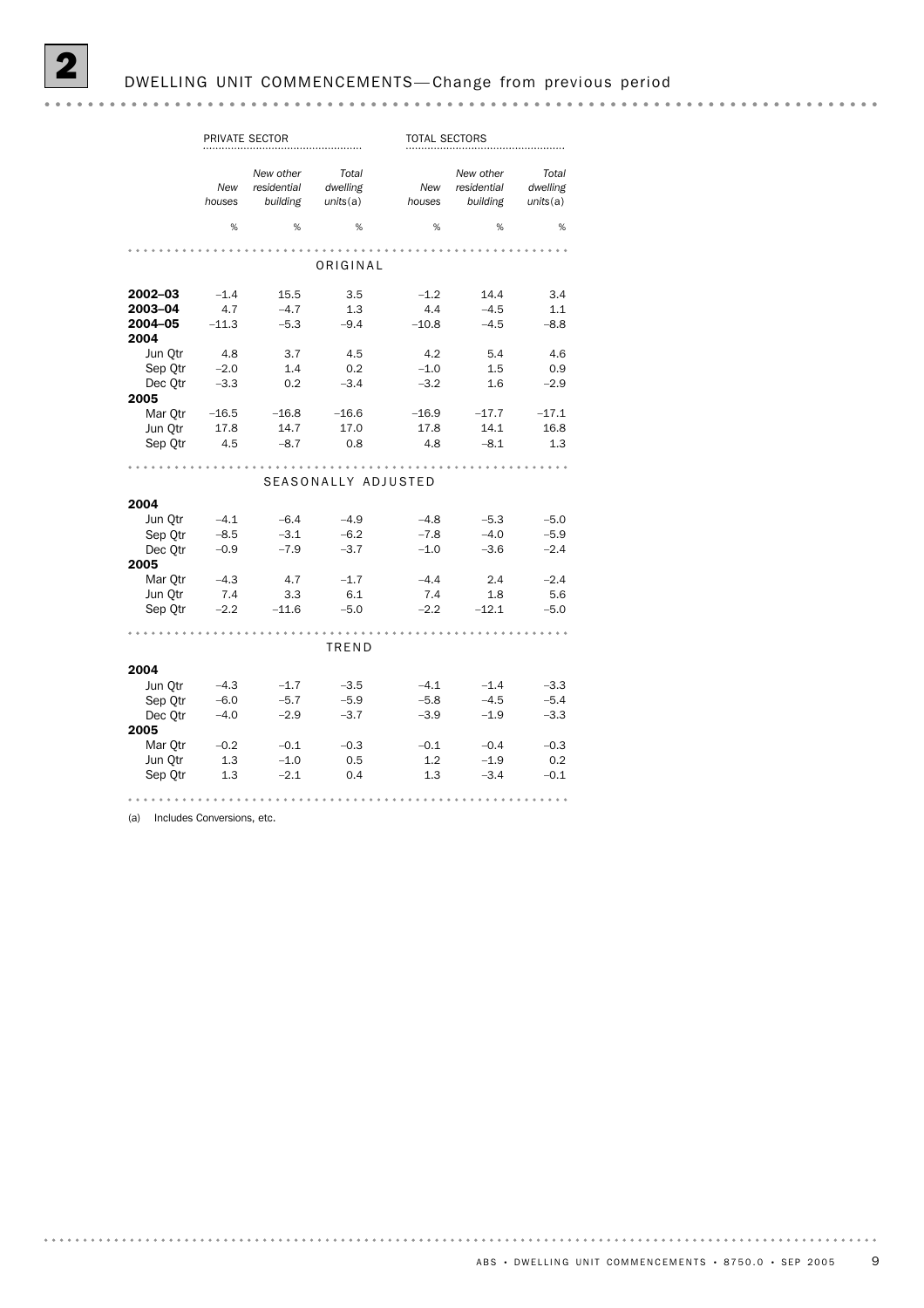## 2 DWELLING UNIT COMMENCEMENTS—Change from previous period

| | PRIVATE SECTOR | | | TOTAL SECTORS | | |
|---|---|---|---|---|---|---|
| | *New houses* | *New other residential building* | *Total dwelling units*(a) | *New houses* | *New other residential building* | *Total dwelling units*(a) |
| | % | % | % | % | % | % |
| **ORIGINAL** | | | | | | |
| **2002–03** | –1.4 | 15.5 | 3.5 | –1.2 | 14.4 | 3.4 |
| **2003–04** | 4.7 | –4.7 | 1.3 | 4.4 | –4.5 | 1.1 |
| **2004–05** | –11.3 | –5.3 | –9.4 | –10.8 | –4.5 | –8.8 |
| **2004** | | | | | | |
| Jun Qtr | 4.8 | 3.7 | 4.5 | 4.2 | 5.4 | 4.6 |
| Sep Qtr | –2.0 | 1.4 | 0.2 | –1.0 | 1.5 | 0.9 |
| Dec Qtr | –3.3 | 0.2 | –3.4 | –3.2 | 1.6 | –2.9 |
| **2005** | | | | | | |
| Mar Qtr | –16.5 | –16.8 | –16.6 | –16.9 | –17.7 | –17.1 |
| Jun Qtr | 17.8 | 14.7 | 17.0 | 17.8 | 14.1 | 16.8 |
| Sep Qtr | 4.5 | –8.7 | 0.8 | 4.8 | –8.1 | 1.3 |
| **SEASONALLY ADJUSTED** | | | | | | |
| **2004** | | | | | | |
| Jun Qtr | –4.1 | –6.4 | –4.9 | –4.8 | –5.3 | –5.0 |
| Sep Qtr | –8.5 | –3.1 | –6.2 | –7.8 | –4.0 | –5.9 |
| Dec Qtr | –0.9 | –7.9 | –3.7 | –1.0 | –3.6 | –2.4 |
| **2005** | | | | | | |
| Mar Qtr | –4.3 | 4.7 | –1.7 | –4.4 | 2.4 | –2.4 |
| Jun Qtr | 7.4 | 3.3 | 6.1 | 7.4 | 1.8 | 5.6 |
| Sep Qtr | –2.2 | –11.6 | –5.0 | –2.2 | –12.1 | –5.0 |
| **TREND** | | | | | | |
| **2004** | | | | | | |
| Jun Qtr | –4.3 | –1.7 | –3.5 | –4.1 | –1.4 | –3.3 |
| Sep Qtr | –6.0 | –5.7 | –5.9 | –5.8 | –4.5 | –5.4 |
| Dec Qtr | –4.0 | –2.9 | –3.7 | –3.9 | –1.9 | –3.3 |
| **2005** | | | | | | |
| Mar Qtr | –0.2 | –0.1 | –0.3 | –0.1 | –0.4 | –0.3 |
| Jun Qtr | 1.3 | –1.0 | 0.5 | 1.2 | –1.9 | 0.2 |
| Sep Qtr | 1.3 | –2.1 | 0.4 | 1.3 | –3.4 | –0.1 |

(a) Includes Conversions, etc.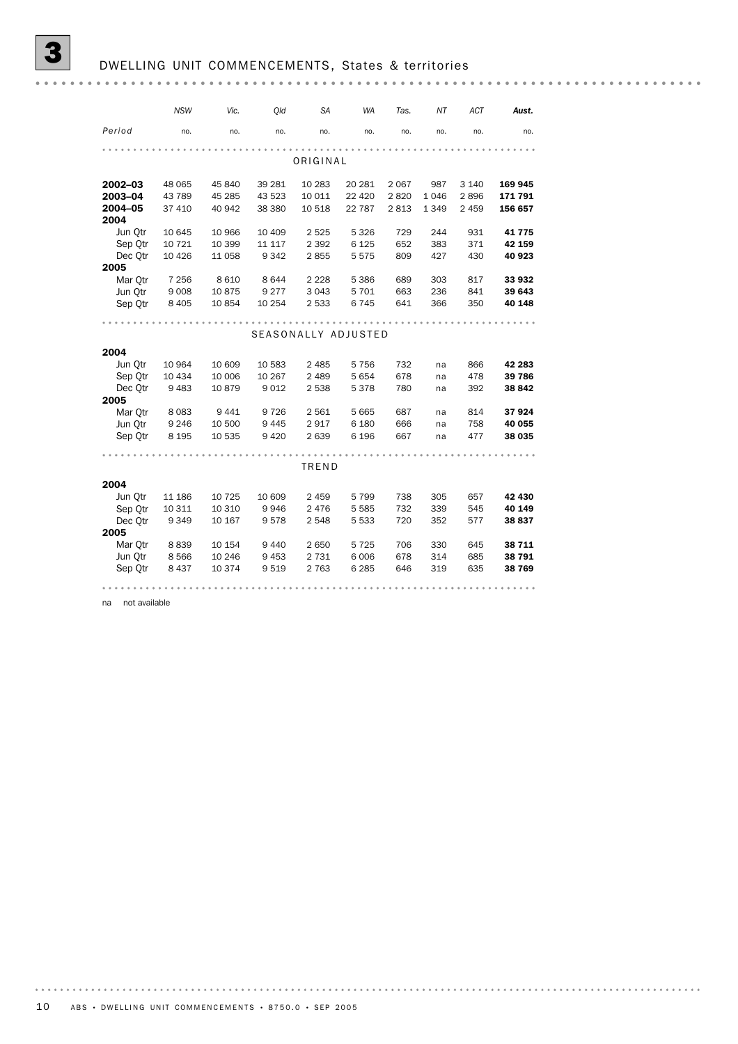# 3 DWELLING UNIT COMMENCEMENTS, States & territories

| Period | NSW | Vic. | Qld | SA | WA | Tas. | NT | ACT | Aust. |
|---|---|---|---|---|---|---|---|---|---|
| | no. | no. | no. | no. | no. | no. | no. | no. | no. |
| **ORIGINAL** | | | | | | | | | |
| **2002–03** | 48 065 | 45 840 | 39 281 | 10 283 | 20 281 | 2 067 | 987 | 3 140 | **169 945** |
| **2003–04** | 43 789 | 45 285 | 43 523 | 10 011 | 22 420 | 2 820 | 1 046 | 2 896 | **171 791** |
| **2004–05** | 37 410 | 40 942 | 38 380 | 10 518 | 22 787 | 2 813 | 1 349 | 2 459 | **156 657** |
| **2004** | | | | | | | | | |
| Jun Qtr | 10 645 | 10 966 | 10 409 | 2 525 | 5 326 | 729 | 244 | 931 | **41 775** |
| Sep Qtr | 10 721 | 10 399 | 11 117 | 2 392 | 6 125 | 652 | 383 | 371 | **42 159** |
| Dec Qtr | 10 426 | 11 058 | 9 342 | 2 855 | 5 575 | 809 | 427 | 430 | **40 923** |
| **2005** | | | | | | | | | |
| Mar Qtr | 7 256 | 8 610 | 8 644 | 2 228 | 5 386 | 689 | 303 | 817 | **33 932** |
| Jun Qtr | 9 008 | 10 875 | 9 277 | 3 043 | 5 701 | 663 | 236 | 841 | **39 643** |
| Sep Qtr | 8 405 | 10 854 | 10 254 | 2 533 | 6 745 | 641 | 366 | 350 | **40 148** |
| **SEASONALLY ADJUSTED** | | | | | | | | | |
| **2004** | | | | | | | | | |
| Jun Qtr | 10 964 | 10 609 | 10 583 | 2 485 | 5 756 | 732 | na | 866 | **42 283** |
| Sep Qtr | 10 434 | 10 006 | 10 267 | 2 489 | 5 654 | 678 | na | 478 | **39 786** |
| Dec Qtr | 9 483 | 10 879 | 9 012 | 2 538 | 5 378 | 780 | na | 392 | **38 842** |
| **2005** | | | | | | | | | |
| Mar Qtr | 8 083 | 9 441 | 9 726 | 2 561 | 5 665 | 687 | na | 814 | **37 924** |
| Jun Qtr | 9 246 | 10 500 | 9 445 | 2 917 | 6 180 | 666 | na | 758 | **40 055** |
| Sep Qtr | 8 195 | 10 535 | 9 420 | 2 639 | 6 196 | 667 | na | 477 | **38 035** |
| **TREND** | | | | | | | | | |
| **2004** | | | | | | | | | |
| Jun Qtr | 11 186 | 10 725 | 10 609 | 2 459 | 5 799 | 738 | 305 | 657 | **42 430** |
| Sep Qtr | 10 311 | 10 310 | 9 946 | 2 476 | 5 585 | 732 | 339 | 545 | **40 149** |
| Dec Qtr | 9 349 | 10 167 | 9 578 | 2 548 | 5 533 | 720 | 352 | 577 | **38 837** |
| **2005** | | | | | | | | | |
| Mar Qtr | 8 839 | 10 154 | 9 440 | 2 650 | 5 725 | 706 | 330 | 645 | **38 711** |
| Jun Qtr | 8 566 | 10 246 | 9 453 | 2 731 | 6 006 | 678 | 314 | 685 | **38 791** |
| Sep Qtr | 8 437 | 10 374 | 9 519 | 2 763 | 6 285 | 646 | 319 | 635 | **38 769** |

na not available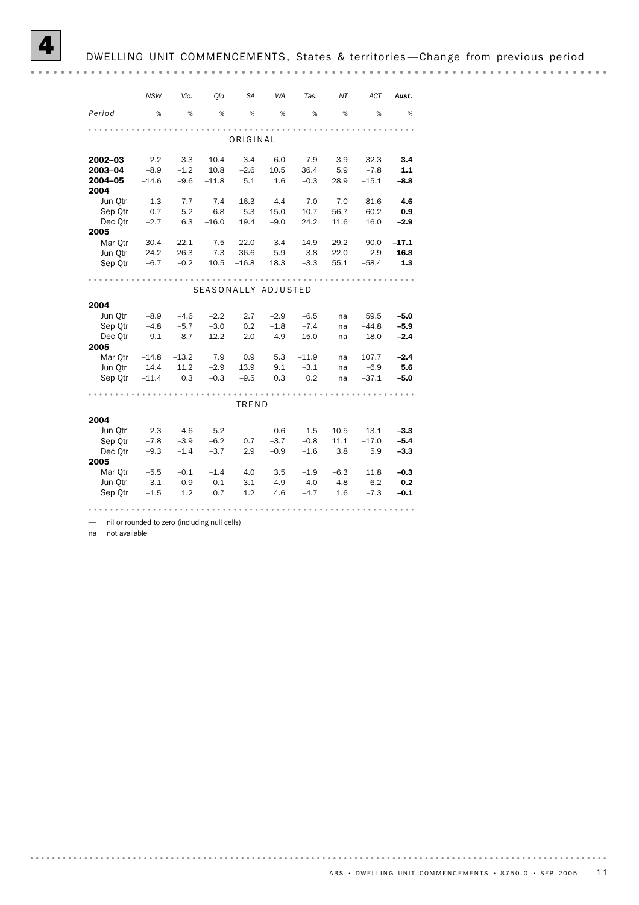# 4 DWELLING UNIT COMMENCEMENTS, States & territories—Change from previous period

| Period | NSW % | Vic. % | Qld % | SA % | WA % | Tas. % | NT % | ACT % | **Aust. %** |
|---|---|---|---|---|---|---|---|---|---|
| | | | | ORIGINAL | | | | | |
| **2002–03** | 2.2 | –3.3 | 10.4 | 3.4 | 6.0 | 7.9 | –3.9 | 32.3 | **3.4** |
| **2003–04** | –8.9 | –1.2 | 10.8 | –2.6 | 10.5 | 36.4 | 5.9 | –7.8 | **1.1** |
| **2004–05** | –14.6 | –9.6 | –11.8 | 5.1 | 1.6 | –0.3 | 28.9 | –15.1 | **–8.8** |
| **2004** | | | | | | | | | |
| Jun Qtr | –1.3 | 7.7 | 7.4 | 16.3 | –4.4 | –7.0 | 7.0 | 81.6 | **4.6** |
| Sep Qtr | 0.7 | –5.2 | 6.8 | –5.3 | 15.0 | –10.7 | 56.7 | –60.2 | **0.9** |
| Dec Qtr | –2.7 | 6.3 | –16.0 | 19.4 | –9.0 | 24.2 | 11.6 | 16.0 | **–2.9** |
| **2005** | | | | | | | | | |
| Mar Qtr | –30.4 | –22.1 | –7.5 | –22.0 | –3.4 | –14.9 | –29.2 | 90.0 | **–17.1** |
| Jun Qtr | 24.2 | 26.3 | 7.3 | 36.6 | 5.9 | –3.8 | –22.0 | 2.9 | **16.8** |
| Sep Qtr | –6.7 | –0.2 | 10.5 | –16.8 | 18.3 | –3.3 | 55.1 | –58.4 | **1.3** |
| | | | | SEASONALLY ADJUSTED | | | | | |
| **2004** | | | | | | | | | |
| Jun Qtr | –8.9 | –4.6 | –2.2 | 2.7 | –2.9 | –6.5 | na | 59.5 | **–5.0** |
| Sep Qtr | –4.8 | –5.7 | –3.0 | 0.2 | –1.8 | –7.4 | na | –44.8 | **–5.9** |
| Dec Qtr | –9.1 | 8.7 | –12.2 | 2.0 | –4.9 | 15.0 | na | –18.0 | **–2.4** |
| **2005** | | | | | | | | | |
| Mar Qtr | –14.8 | –13.2 | 7.9 | 0.9 | 5.3 | –11.9 | na | 107.7 | **–2.4** |
| Jun Qtr | 14.4 | 11.2 | –2.9 | 13.9 | 9.1 | –3.1 | na | –6.9 | **5.6** |
| Sep Qtr | –11.4 | 0.3 | –0.3 | –9.5 | 0.3 | 0.2 | na | –37.1 | **–5.0** |
| | | | | TREND | | | | | |
| **2004** | | | | | | | | | |
| Jun Qtr | –2.3 | –4.6 | –5.2 | — | –0.6 | 1.5 | 10.5 | –13.1 | **–3.3** |
| Sep Qtr | –7.8 | –3.9 | –6.2 | 0.7 | –3.7 | –0.8 | 11.1 | –17.0 | **–5.4** |
| Dec Qtr | –9.3 | –1.4 | –3.7 | 2.9 | –0.9 | –1.6 | 3.8 | 5.9 | **–3.3** |
| **2005** | | | | | | | | | |
| Mar Qtr | –5.5 | –0.1 | –1.4 | 4.0 | 3.5 | –1.9 | –6.3 | 11.8 | **–0.3** |
| Jun Qtr | –3.1 | 0.9 | 0.1 | 3.1 | 4.9 | –4.0 | –4.8 | 6.2 | **0.2** |
| Sep Qtr | –1.5 | 1.2 | 0.7 | 1.2 | 4.6 | –4.7 | 1.6 | –7.3 | **–0.1** |

— nil or rounded to zero (including null cells)

na not available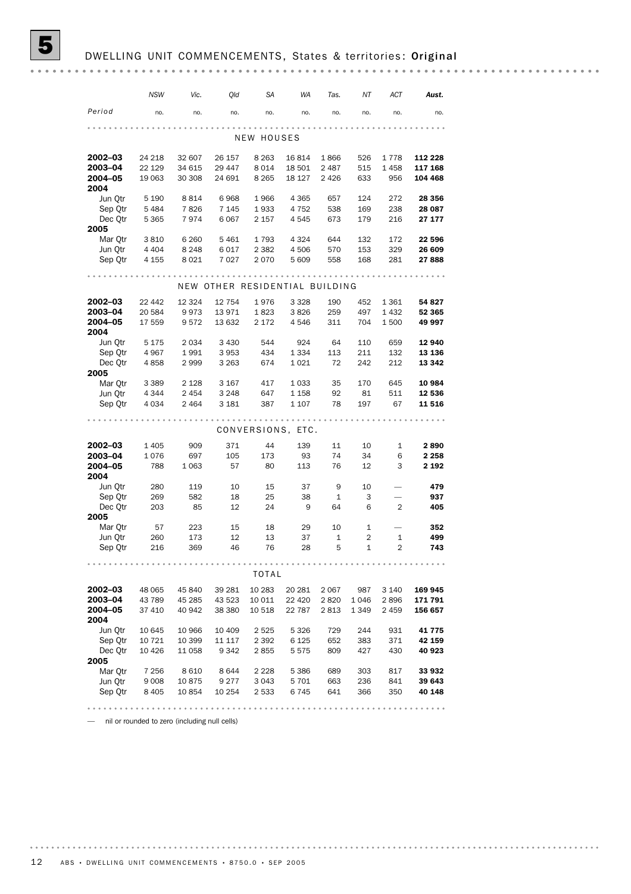# 5 DWELLING UNIT COMMENCEMENTS, States & territories: Original

| Period | NSW | Vic. | Qld | SA | WA | Tas. | NT | ACT | Aust. |
|---|---|---|---|---|---|---|---|---|---|
| | no. | no. | no. | no. | no. | no. | no. | no. | no. |
| **NEW HOUSES** | | | | | | | | | |
| **2002–03** | 24 218 | 32 607 | 26 157 | 8 263 | 16 814 | 1 866 | 526 | 1 778 | **112 228** |
| **2003–04** | 22 129 | 34 615 | 29 447 | 8 014 | 18 501 | 2 487 | 515 | 1 458 | **117 168** |
| **2004–05** | 19 063 | 30 308 | 24 691 | 8 265 | 18 127 | 2 426 | 633 | 956 | **104 468** |
| **2004** | | | | | | | | | |
| Jun Qtr | 5 190 | 8 814 | 6 968 | 1 966 | 4 365 | 657 | 124 | 272 | **28 356** |
| Sep Qtr | 5 484 | 7 826 | 7 145 | 1 933 | 4 752 | 538 | 169 | 238 | **28 087** |
| Dec Qtr | 5 365 | 7 974 | 6 067 | 2 157 | 4 545 | 673 | 179 | 216 | **27 177** |
| **2005** | | | | | | | | | |
| Mar Qtr | 3 810 | 6 260 | 5 461 | 1 793 | 4 324 | 644 | 132 | 172 | **22 596** |
| Jun Qtr | 4 404 | 8 248 | 6 017 | 2 382 | 4 506 | 570 | 153 | 329 | **26 609** |
| Sep Qtr | 4 155 | 8 021 | 7 027 | 2 070 | 5 609 | 558 | 168 | 281 | **27 888** |
| **NEW OTHER RESIDENTIAL BUILDING** | | | | | | | | | |
| **2002–03** | 22 442 | 12 324 | 12 754 | 1 976 | 3 328 | 190 | 452 | 1 361 | **54 827** |
| **2003–04** | 20 584 | 9 973 | 13 971 | 1 823 | 3 826 | 259 | 497 | 1 432 | **52 365** |
| **2004–05** | 17 559 | 9 572 | 13 632 | 2 172 | 4 546 | 311 | 704 | 1 500 | **49 997** |
| **2004** | | | | | | | | | |
| Jun Qtr | 5 175 | 2 034 | 3 430 | 544 | 924 | 64 | 110 | 659 | **12 940** |
| Sep Qtr | 4 967 | 1 991 | 3 953 | 434 | 1 334 | 113 | 211 | 132 | **13 136** |
| Dec Qtr | 4 858 | 2 999 | 3 263 | 674 | 1 021 | 72 | 242 | 212 | **13 342** |
| **2005** | | | | | | | | | |
| Mar Qtr | 3 389 | 2 128 | 3 167 | 417 | 1 033 | 35 | 170 | 645 | **10 984** |
| Jun Qtr | 4 344 | 2 454 | 3 248 | 647 | 1 158 | 92 | 81 | 511 | **12 536** |
| Sep Qtr | 4 034 | 2 464 | 3 181 | 387 | 1 107 | 78 | 197 | 67 | **11 516** |
| **CONVERSIONS, ETC.** | | | | | | | | | |
| **2002–03** | 1 405 | 909 | 371 | 44 | 139 | 11 | 10 | 1 | **2 890** |
| **2003–04** | 1 076 | 697 | 105 | 173 | 93 | 74 | 34 | 6 | **2 258** |
| **2004–05** | 788 | 1 063 | 57 | 80 | 113 | 76 | 12 | 3 | **2 192** |
| **2004** | | | | | | | | | |
| Jun Qtr | 280 | 119 | 10 | 15 | 37 | 9 | 10 | — | **479** |
| Sep Qtr | 269 | 582 | 18 | 25 | 38 | 1 | 3 | — | **937** |
| Dec Qtr | 203 | 85 | 12 | 24 | 9 | 64 | 6 | 2 | **405** |
| **2005** | | | | | | | | | |
| Mar Qtr | 57 | 223 | 15 | 18 | 29 | 10 | 1 | — | **352** |
| Jun Qtr | 260 | 173 | 12 | 13 | 37 | 1 | 2 | 1 | **499** |
| Sep Qtr | 216 | 369 | 46 | 76 | 28 | 5 | 1 | 2 | **743** |
| **TOTAL** | | | | | | | | | |
| **2002–03** | 48 065 | 45 840 | 39 281 | 10 283 | 20 281 | 2 067 | 987 | 3 140 | **169 945** |
| **2003–04** | 43 789 | 45 285 | 43 523 | 10 011 | 22 420 | 2 820 | 1 046 | 2 896 | **171 791** |
| **2004–05** | 37 410 | 40 942 | 38 380 | 10 518 | 22 787 | 2 813 | 1 349 | 2 459 | **156 657** |
| **2004** | | | | | | | | | |
| Jun Qtr | 10 645 | 10 966 | 10 409 | 2 525 | 5 326 | 729 | 244 | 931 | **41 775** |
| Sep Qtr | 10 721 | 10 399 | 11 117 | 2 392 | 6 125 | 652 | 383 | 371 | **42 159** |
| Dec Qtr | 10 426 | 11 058 | 9 342 | 2 855 | 5 575 | 809 | 427 | 430 | **40 923** |
| **2005** | | | | | | | | | |
| Mar Qtr | 7 256 | 8 610 | 8 644 | 2 228 | 5 386 | 689 | 303 | 817 | **33 932** |
| Jun Qtr | 9 008 | 10 875 | 9 277 | 3 043 | 5 701 | 663 | 236 | 841 | **39 643** |
| Sep Qtr | 8 405 | 10 854 | 10 254 | 2 533 | 6 745 | 641 | 366 | 350 | **40 148** |

— nil or rounded to zero (including null cells)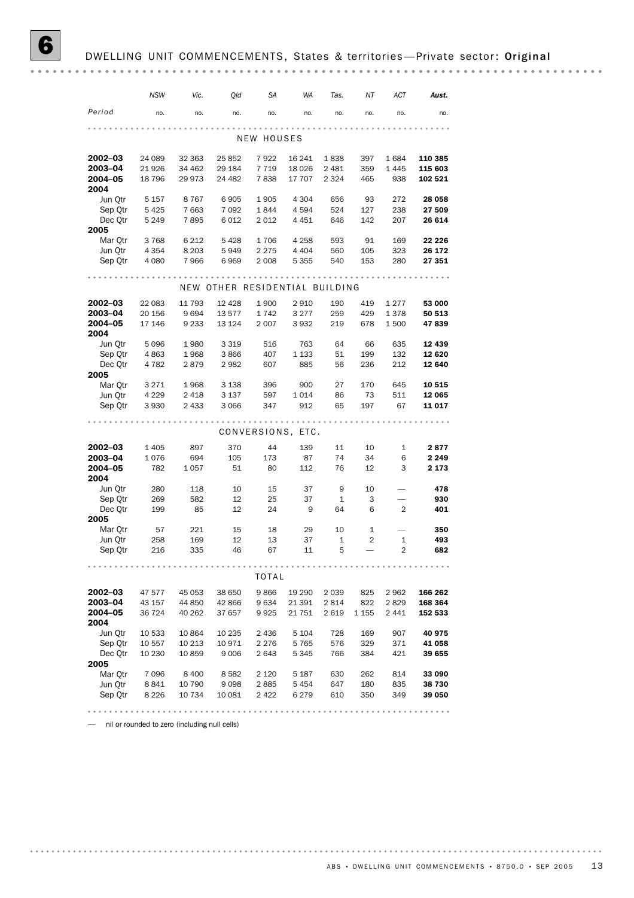# 6 DWELLING UNIT COMMENCEMENTS, States & territories—Private sector: **Original**

| Period | NSW | Vic. | Qld | SA | WA | Tas. | NT | ACT | Aust. |
|---|---|---|---|---|---|---|---|---|---|
| | no. | no. | no. | no. | no. | no. | no. | no. | no. |
| **NEW HOUSES** | | | | | | | | | |
| **2002–03** | 24 089 | 32 363 | 25 852 | 7 922 | 16 241 | 1 838 | 397 | 1 684 | **110 385** |
| **2003–04** | 21 926 | 34 462 | 29 184 | 7 719 | 18 026 | 2 481 | 359 | 1 445 | **115 603** |
| **2004–05** | 18 796 | 29 973 | 24 482 | 7 838 | 17 707 | 2 324 | 465 | 938 | **102 521** |
| **2004** | | | | | | | | | |
| Jun Qtr | 5 157 | 8 767 | 6 905 | 1 905 | 4 304 | 656 | 93 | 272 | **28 058** |
| Sep Qtr | 5 425 | 7 663 | 7 092 | 1 844 | 4 594 | 524 | 127 | 238 | **27 509** |
| Dec Qtr | 5 249 | 7 895 | 6 012 | 2 012 | 4 451 | 646 | 142 | 207 | **26 614** |
| **2005** | | | | | | | | | |
| Mar Qtr | 3 768 | 6 212 | 5 428 | 1 706 | 4 258 | 593 | 91 | 169 | **22 226** |
| Jun Qtr | 4 354 | 8 203 | 5 949 | 2 275 | 4 404 | 560 | 105 | 323 | **26 172** |
| Sep Qtr | 4 080 | 7 966 | 6 969 | 2 008 | 5 355 | 540 | 153 | 280 | **27 351** |
| **NEW OTHER RESIDENTIAL BUILDING** | | | | | | | | | |
| **2002–03** | 22 083 | 11 793 | 12 428 | 1 900 | 2 910 | 190 | 419 | 1 277 | **53 000** |
| **2003–04** | 20 156 | 9 694 | 13 577 | 1 742 | 3 277 | 259 | 429 | 1 378 | **50 513** |
| **2004–05** | 17 146 | 9 233 | 13 124 | 2 007 | 3 932 | 219 | 678 | 1 500 | **47 839** |
| **2004** | | | | | | | | | |
| Jun Qtr | 5 096 | 1 980 | 3 319 | 516 | 763 | 64 | 66 | 635 | **12 439** |
| Sep Qtr | 4 863 | 1 968 | 3 866 | 407 | 1 133 | 51 | 199 | 132 | **12 620** |
| Dec Qtr | 4 782 | 2 879 | 2 982 | 607 | 885 | 56 | 236 | 212 | **12 640** |
| **2005** | | | | | | | | | |
| Mar Qtr | 3 271 | 1 968 | 3 138 | 396 | 900 | 27 | 170 | 645 | **10 515** |
| Jun Qtr | 4 229 | 2 418 | 3 137 | 597 | 1 014 | 86 | 73 | 511 | **12 065** |
| Sep Qtr | 3 930 | 2 433 | 3 066 | 347 | 912 | 65 | 197 | 67 | **11 017** |
| **CONVERSIONS, ETC.** | | | | | | | | | |
| **2002–03** | 1 405 | 897 | 370 | 44 | 139 | 11 | 10 | 1 | **2 877** |
| **2003–04** | 1 076 | 694 | 105 | 173 | 87 | 74 | 34 | 6 | **2 249** |
| **2004–05** | 782 | 1 057 | 51 | 80 | 112 | 76 | 12 | 3 | **2 173** |
| **2004** | | | | | | | | | |
| Jun Qtr | 280 | 118 | 10 | 15 | 37 | 9 | 10 | — | **478** |
| Sep Qtr | 269 | 582 | 12 | 25 | 37 | 1 | 3 | — | **930** |
| Dec Qtr | 199 | 85 | 12 | 24 | 9 | 64 | 6 | 2 | **401** |
| **2005** | | | | | | | | | |
| Mar Qtr | 57 | 221 | 15 | 18 | 29 | 10 | 1 | — | **350** |
| Jun Qtr | 258 | 169 | 12 | 13 | 37 | 1 | 2 | 1 | **493** |
| Sep Qtr | 216 | 335 | 46 | 67 | 11 | 5 | — | 2 | **682** |
| **TOTAL** | | | | | | | | | |
| **2002–03** | 47 577 | 45 053 | 38 650 | 9 866 | 19 290 | 2 039 | 825 | 2 962 | **166 262** |
| **2003–04** | 43 157 | 44 850 | 42 866 | 9 634 | 21 391 | 2 814 | 822 | 2 829 | **168 364** |
| **2004–05** | 36 724 | 40 262 | 37 657 | 9 925 | 21 751 | 2 619 | 1 155 | 2 441 | **152 533** |
| **2004** | | | | | | | | | |
| Jun Qtr | 10 533 | 10 864 | 10 235 | 2 436 | 5 104 | 728 | 169 | 907 | **40 975** |
| Sep Qtr | 10 557 | 10 213 | 10 971 | 2 276 | 5 765 | 576 | 329 | 371 | **41 058** |
| Dec Qtr | 10 230 | 10 859 | 9 006 | 2 643 | 5 345 | 766 | 384 | 421 | **39 655** |
| **2005** | | | | | | | | | |
| Mar Qtr | 7 096 | 8 400 | 8 582 | 2 120 | 5 187 | 630 | 262 | 814 | **33 090** |
| Jun Qtr | 8 841 | 10 790 | 9 098 | 2 885 | 5 454 | 647 | 180 | 835 | **38 730** |
| Sep Qtr | 8 226 | 10 734 | 10 081 | 2 422 | 6 279 | 610 | 350 | 349 | **39 050** |

— nil or rounded to zero (including null cells)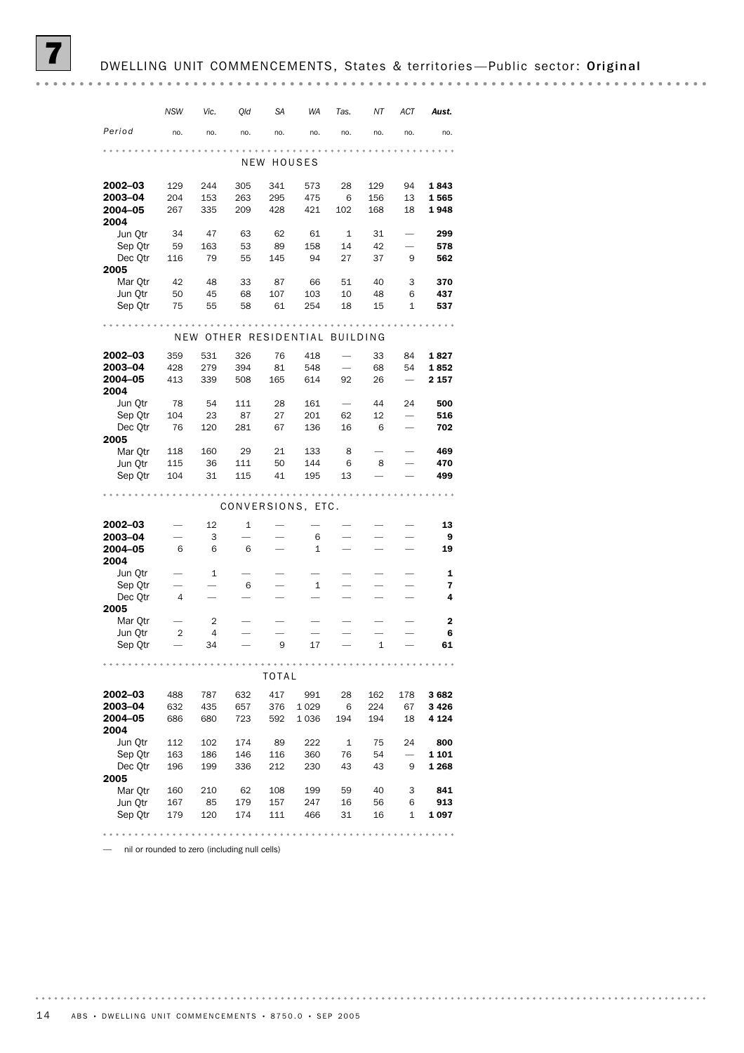# 7 DWELLING UNIT COMMENCEMENTS, States & territories—Public sector: Original

| Period | NSW | Vic. | Qld | SA | WA | Tas. | NT | ACT | Aust. |
|---|---|---|---|---|---|---|---|---|---|
| | no. | no. | no. | no. | no. | no. | no. | no. | no. |
| **NEW HOUSES** | | | | | | | | | |
| **2002–03** | 129 | 244 | 305 | 341 | 573 | 28 | 129 | 94 | **1 843** |
| **2003–04** | 204 | 153 | 263 | 295 | 475 | 6 | 156 | 13 | **1 565** |
| **2004–05** | 267 | 335 | 209 | 428 | 421 | 102 | 168 | 18 | **1 948** |
| **2004** | | | | | | | | | |
| Jun Qtr | 34 | 47 | 63 | 62 | 61 | 1 | 31 | — | **299** |
| Sep Qtr | 59 | 163 | 53 | 89 | 158 | 14 | 42 | — | **578** |
| Dec Qtr | 116 | 79 | 55 | 145 | 94 | 27 | 37 | 9 | **562** |
| **2005** | | | | | | | | | |
| Mar Qtr | 42 | 48 | 33 | 87 | 66 | 51 | 40 | 3 | **370** |
| Jun Qtr | 50 | 45 | 68 | 107 | 103 | 10 | 48 | 6 | **437** |
| Sep Qtr | 75 | 55 | 58 | 61 | 254 | 18 | 15 | 1 | **537** |
| **NEW OTHER RESIDENTIAL BUILDING** | | | | | | | | | |
| **2002–03** | 359 | 531 | 326 | 76 | 418 | — | 33 | 84 | **1 827** |
| **2003–04** | 428 | 279 | 394 | 81 | 548 | — | 68 | 54 | **1 852** |
| **2004–05** | 413 | 339 | 508 | 165 | 614 | 92 | 26 | — | **2 157** |
| **2004** | | | | | | | | | |
| Jun Qtr | 78 | 54 | 111 | 28 | 161 | — | 44 | 24 | **500** |
| Sep Qtr | 104 | 23 | 87 | 27 | 201 | 62 | 12 | — | **516** |
| Dec Qtr | 76 | 120 | 281 | 67 | 136 | 16 | 6 | — | **702** |
| **2005** | | | | | | | | | |
| Mar Qtr | 118 | 160 | 29 | 21 | 133 | 8 | — | — | **469** |
| Jun Qtr | 115 | 36 | 111 | 50 | 144 | 6 | 8 | — | **470** |
| Sep Qtr | 104 | 31 | 115 | 41 | 195 | 13 | — | — | **499** |
| **CONVERSIONS, ETC.** | | | | | | | | | |
| **2002–03** | — | 12 | 1 | — | — | — | — | — | **13** |
| **2003–04** | — | 3 | — | — | 6 | — | — | — | **9** |
| **2004–05** | 6 | 6 | 6 | — | 1 | — | — | — | **19** |
| **2004** | | | | | | | | | |
| Jun Qtr | — | 1 | — | — | — | — | — | — | **1** |
| Sep Qtr | — | — | 6 | — | 1 | — | — | — | **7** |
| Dec Qtr | 4 | — | — | — | — | — | — | — | **4** |
| **2005** | | | | | | | | | |
| Mar Qtr | — | 2 | — | — | — | — | — | — | **2** |
| Jun Qtr | 2 | 4 | — | — | — | — | — | — | **6** |
| Sep Qtr | — | 34 | — | 9 | 17 | — | 1 | — | **61** |
| **TOTAL** | | | | | | | | | |
| **2002–03** | 488 | 787 | 632 | 417 | 991 | 28 | 162 | 178 | **3 682** |
| **2003–04** | 632 | 435 | 657 | 376 | 1 029 | 6 | 224 | 67 | **3 426** |
| **2004–05** | 686 | 680 | 723 | 592 | 1 036 | 194 | 194 | 18 | **4 124** |
| **2004** | | | | | | | | | |
| Jun Qtr | 112 | 102 | 174 | 89 | 222 | 1 | 75 | 24 | **800** |
| Sep Qtr | 163 | 186 | 146 | 116 | 360 | 76 | 54 | — | **1 101** |
| Dec Qtr | 196 | 199 | 336 | 212 | 230 | 43 | 43 | 9 | **1 268** |
| **2005** | | | | | | | | | |
| Mar Qtr | 160 | 210 | 62 | 108 | 199 | 59 | 40 | 3 | **841** |
| Jun Qtr | 167 | 85 | 179 | 157 | 247 | 16 | 56 | 6 | **913** |
| Sep Qtr | 179 | 120 | 174 | 111 | 466 | 31 | 16 | 1 | **1 097** |

— nil or rounded to zero (including null cells)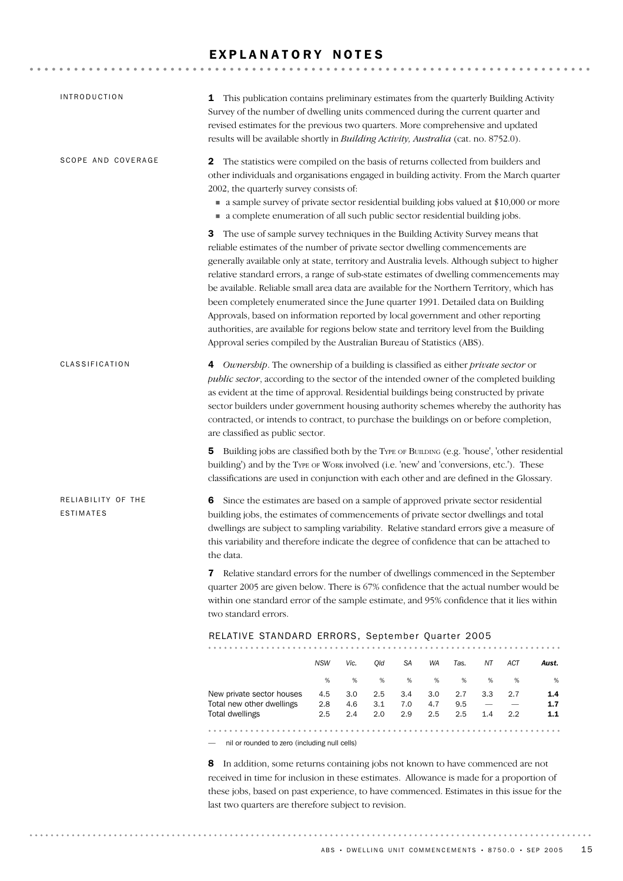# EXPLANATORY NOTES

## INTRODUCTION

**1** This publication contains preliminary estimates from the quarterly Building Activity Survey of the number of dwelling units commenced during the current quarter and revised estimates for the previous two quarters. More comprehensive and updated results will be available shortly in *Building Activity, Australia* (cat. no. 8752.0).

## SCOPE AND COVERAGE

**2** The statistics were compiled on the basis of returns collected from builders and other individuals and organisations engaged in building activity. From the March quarter 2002, the quarterly survey consists of:

- a sample survey of private sector residential building jobs valued at $10,000 or more
- a complete enumeration of all such public sector residential building jobs.

**3** The use of sample survey techniques in the Building Activity Survey means that reliable estimates of the number of private sector dwelling commencements are generally available only at state, territory and Australia levels. Although subject to higher relative standard errors, a range of sub-state estimates of dwelling commencements may be available. Reliable small area data are available for the Northern Territory, which has been completely enumerated since the June quarter 1991. Detailed data on Building Approvals, based on information reported by local government and other reporting authorities, are available for regions below state and territory level from the Building Approval series compiled by the Australian Bureau of Statistics (ABS).

## CLASSIFICATION

**4** *Ownership*. The ownership of a building is classified as either *private sector* or *public sector*, according to the sector of the intended owner of the completed building as evident at the time of approval. Residential buildings being constructed by private sector builders under government housing authority schemes whereby the authority has contracted, or intends to contract, to purchase the buildings on or before completion, are classified as public sector.

**5** Building jobs are classified both by the Type of Building (e.g. 'house', 'other residential building') and by the Type of Work involved (i.e. 'new' and 'conversions, etc.'). These classifications are used in conjunction with each other and are defined in the Glossary.

## RELIABILITY OF THE ESTIMATES

**6** Since the estimates are based on a sample of approved private sector residential building jobs, the estimates of commencements of private sector dwellings and total dwellings are subject to sampling variability. Relative standard errors give a measure of this variability and therefore indicate the degree of confidence that can be attached to the data.

**7** Relative standard errors for the number of dwellings commenced in the September quarter 2005 are given below. There is 67% confidence that the actual number would be within one standard error of the sample estimate, and 95% confidence that it lies within two standard errors.

### RELATIVE STANDARD ERRORS, September Quarter 2005

| | NSW | Vic. | Qld | SA | WA | Tas. | NT | ACT | Aust. |
|---|---|---|---|---|---|---|---|---|---|
| | % | % | % | % | % | % | % | % | % |
| New private sector houses | 4.5 | 3.0 | 2.5 | 3.4 | 3.0 | 2.7 | 3.3 | 2.7 | **1.4** |
| Total new other dwellings | 2.8 | 4.6 | 3.1 | 7.0 | 4.7 | 9.5 | — | — | **1.7** |
| Total dwellings | 2.5 | 2.4 | 2.0 | 2.9 | 2.5 | 2.5 | 1.4 | 2.2 | **1.1** |

— nil or rounded to zero (including null cells)

**8** In addition, some returns containing jobs not known to have commenced are not received in time for inclusion in these estimates. Allowance is made for a proportion of these jobs, based on past experience, to have commenced. Estimates in this issue for the last two quarters are therefore subject to revision.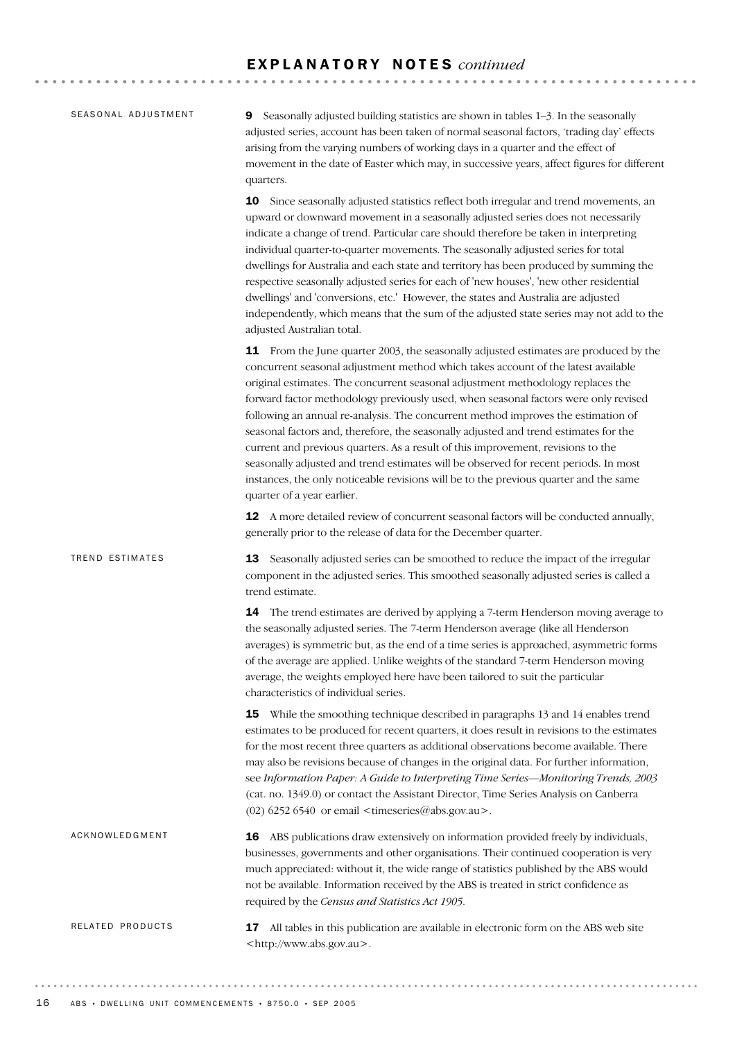# EXPLANATORY NOTES *continued*

## SEASONAL ADJUSTMENT

**9** Seasonally adjusted building statistics are shown in tables 1–3. In the seasonally adjusted series, account has been taken of normal seasonal factors, 'trading day' effects arising from the varying numbers of working days in a quarter and the effect of movement in the date of Easter which may, in successive years, affect figures for different quarters.

**10** Since seasonally adjusted statistics reflect both irregular and trend movements, an upward or downward movement in a seasonally adjusted series does not necessarily indicate a change of trend. Particular care should therefore be taken in interpreting individual quarter-to-quarter movements. The seasonally adjusted series for total dwellings for Australia and each state and territory has been produced by summing the respective seasonally adjusted series for each of 'new houses', 'new other residential dwellings' and 'conversions, etc.' However, the states and Australia are adjusted independently, which means that the sum of the adjusted state series may not add to the adjusted Australian total.

**11** From the June quarter 2003, the seasonally adjusted estimates are produced by the concurrent seasonal adjustment method which takes account of the latest available original estimates. The concurrent seasonal adjustment methodology replaces the forward factor methodology previously used, when seasonal factors were only revised following an annual re-analysis. The concurrent method improves the estimation of seasonal factors and, therefore, the seasonally adjusted and trend estimates for the current and previous quarters. As a result of this improvement, revisions to the seasonally adjusted and trend estimates will be observed for recent periods. In most instances, the only noticeable revisions will be to the previous quarter and the same quarter of a year earlier.

**12** A more detailed review of concurrent seasonal factors will be conducted annually, generally prior to the release of data for the December quarter.

## TREND ESTIMATES

**13** Seasonally adjusted series can be smoothed to reduce the impact of the irregular component in the adjusted series. This smoothed seasonally adjusted series is called a trend estimate.

**14** The trend estimates are derived by applying a 7-term Henderson moving average to the seasonally adjusted series. The 7-term Henderson average (like all Henderson averages) is symmetric but, as the end of a time series is approached, asymmetric forms of the average are applied. Unlike weights of the standard 7-term Henderson moving average, the weights employed here have been tailored to suit the particular characteristics of individual series.

**15** While the smoothing technique described in paragraphs 13 and 14 enables trend estimates to be produced for recent quarters, it does result in revisions to the estimates for the most recent three quarters as additional observations become available. There may also be revisions because of changes in the original data. For further information, see *Information Paper: A Guide to Interpreting Time Series—Monitoring Trends, 2003* (cat. no. 1349.0) or contact the Assistant Director, Time Series Analysis on Canberra (02) 6252 6540 or email <timeseries@abs.gov.au>.

## ACKNOWLEDGMENT

**16** ABS publications draw extensively on information provided freely by individuals, businesses, governments and other organisations. Their continued cooperation is very much appreciated: without it, the wide range of statistics published by the ABS would not be available. Information received by the ABS is treated in strict confidence as required by the *Census and Statistics Act 1905*.

## RELATED PRODUCTS

**17** All tables in this publication are available in electronic form on the ABS web site <http://www.abs.gov.au>.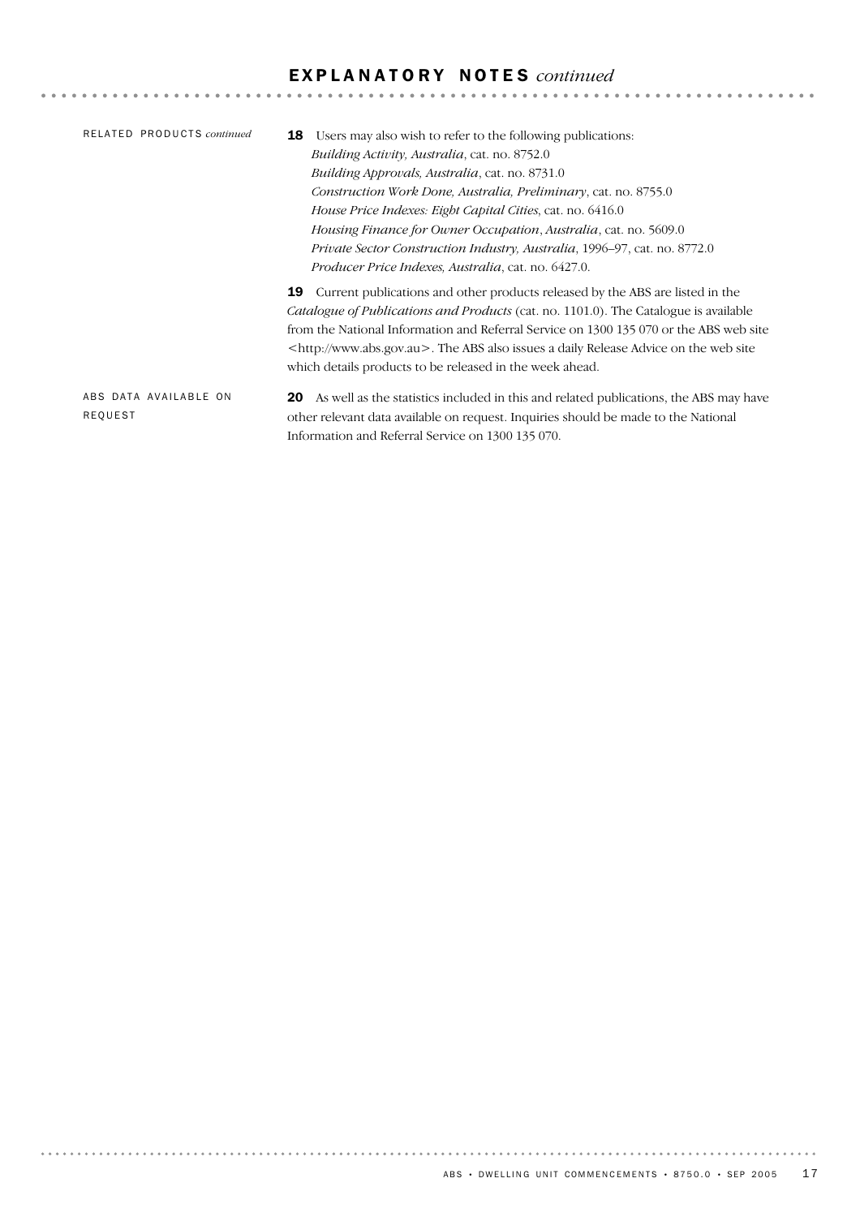## EXPLANATORY NOTES *continued*

RELATED PRODUCTS *continued*

**18** Users may also wish to refer to the following publications:

*Building Activity, Australia*, cat. no. 8752.0
*Building Approvals, Australia*, cat. no. 8731.0
*Construction Work Done, Australia, Preliminary*, cat. no. 8755.0
*House Price Indexes: Eight Capital Cities*, cat. no. 6416.0
*Housing Finance for Owner Occupation*, *Australia*, cat. no. 5609.0
*Private Sector Construction Industry, Australia*, 1996–97, cat. no. 8772.0
*Producer Price Indexes, Australia*, cat. no. 6427.0.

**19** Current publications and other products released by the ABS are listed in the *Catalogue of Publications and Products* (cat. no. 1101.0). The Catalogue is available from the National Information and Referral Service on 1300 135 070 or the ABS web site <http://www.abs.gov.au>. The ABS also issues a daily Release Advice on the web site which details products to be released in the week ahead.

ABS DATA AVAILABLE ON REQUEST

**20** As well as the statistics included in this and related publications, the ABS may have other relevant data available on request. Inquiries should be made to the National Information and Referral Service on 1300 135 070.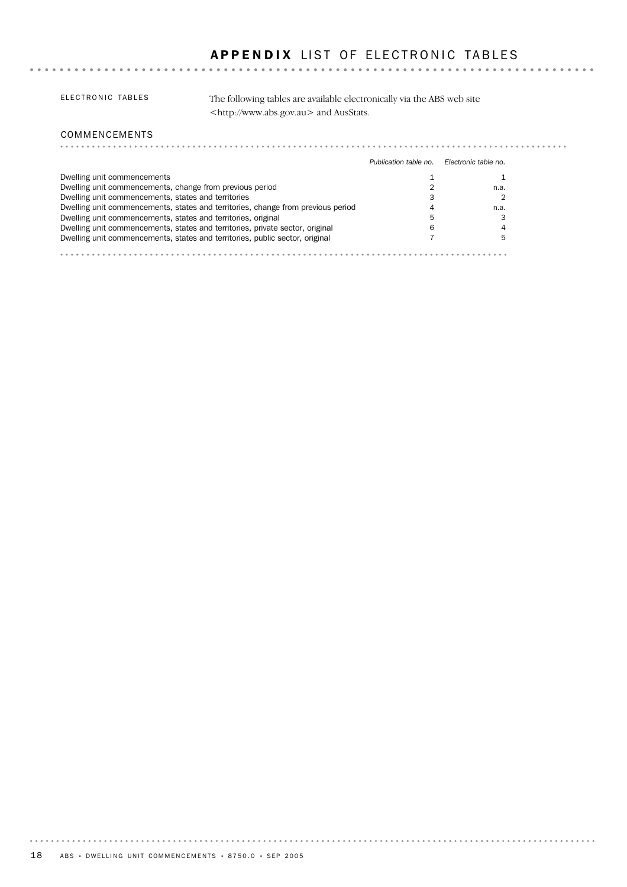# APPENDIX LIST OF ELECTRONIC TABLES

ELECTRONIC TABLES

The following tables are available electronically via the ABS web site <http://www.abs.gov.au> and AusStats.

## COMMENCEMENTS

| | *Publication table no.* | *Electronic table no.* |
|---|---|---|
| Dwelling unit commencements | 1 | 1 |
| Dwelling unit commencements, change from previous period | 2 | n.a. |
| Dwelling unit commencements, states and territories | 3 | 2 |
| Dwelling unit commencements, states and territories, change from previous period | 4 | n.a. |
| Dwelling unit commencements, states and territories, original | 5 | 3 |
| Dwelling unit commencements, states and territories, private sector, original | 6 | 4 |
| Dwelling unit commencements, states and territories, public sector, original | 7 | 5 |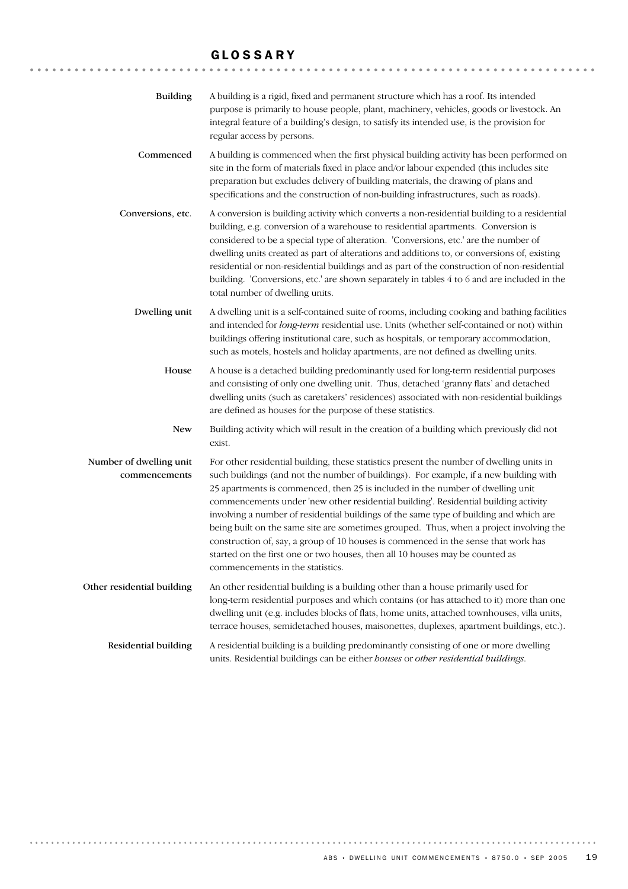# GLOSSARY

**Building**

A building is a rigid, fixed and permanent structure which has a roof. Its intended purpose is primarily to house people, plant, machinery, vehicles, goods or livestock. An integral feature of a building's design, to satisfy its intended use, is the provision for regular access by persons.

**Commenced**

A building is commenced when the first physical building activity has been performed on site in the form of materials fixed in place and/or labour expended (this includes site preparation but excludes delivery of building materials, the drawing of plans and specifications and the construction of non-building infrastructures, such as roads).

**Conversions, etc.**

A conversion is building activity which converts a non-residential building to a residential building, e.g. conversion of a warehouse to residential apartments. Conversion is considered to be a special type of alteration. 'Conversions, etc.' are the number of dwelling units created as part of alterations and additions to, or conversions of, existing residential or non-residential buildings and as part of the construction of non-residential building. 'Conversions, etc.' are shown separately in tables 4 to 6 and are included in the total number of dwelling units.

**Dwelling unit**

A dwelling unit is a self-contained suite of rooms, including cooking and bathing facilities and intended for *long-term* residential use. Units (whether self-contained or not) within buildings offering institutional care, such as hospitals, or temporary accommodation, such as motels, hostels and holiday apartments, are not defined as dwelling units.

**House**

A house is a detached building predominantly used for long-term residential purposes and consisting of only one dwelling unit. Thus, detached 'granny flats' and detached dwelling units (such as caretakers' residences) associated with non-residential buildings are defined as houses for the purpose of these statistics.

**New**

Building activity which will result in the creation of a building which previously did not exist.

**Number of dwelling unit commencements**

For other residential building, these statistics present the number of dwelling units in such buildings (and not the number of buildings). For example, if a new building with 25 apartments is commenced, then 25 is included in the number of dwelling unit commencements under 'new other residential building'. Residential building activity involving a number of residential buildings of the same type of building and which are being built on the same site are sometimes grouped. Thus, when a project involving the construction of, say, a group of 10 houses is commenced in the sense that work has started on the first one or two houses, then all 10 houses may be counted as commencements in the statistics.

**Other residential building**

An other residential building is a building other than a house primarily used for long-term residential purposes and which contains (or has attached to it) more than one dwelling unit (e.g. includes blocks of flats, home units, attached townhouses, villa units, terrace houses, semidetached houses, maisonettes, duplexes, apartment buildings, etc.).

**Residential building**

A residential building is a building predominantly consisting of one or more dwelling units. Residential buildings can be either *houses* or *other residential buildings*.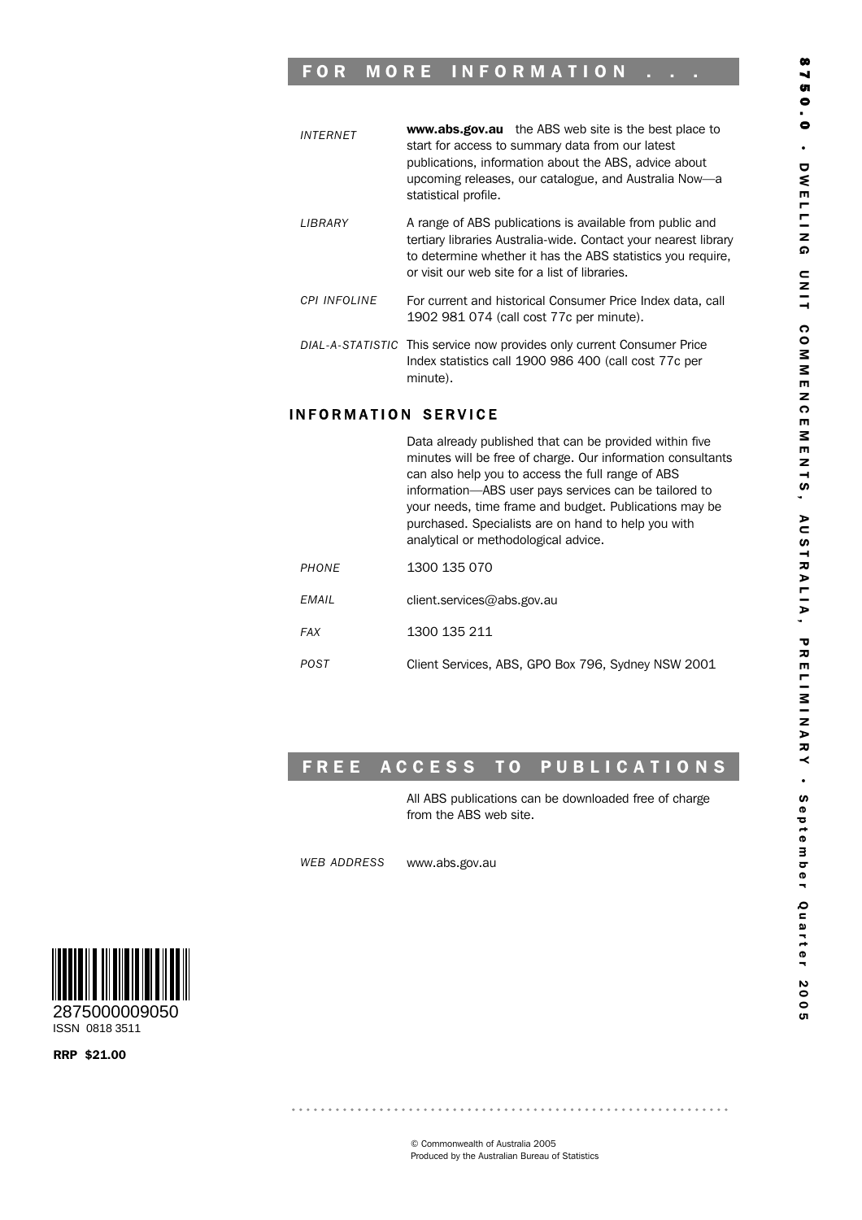## FOR MORE INFORMATION . . .

*INTERNET* — **www.abs.gov.au** the ABS web site is the best place to start for access to summary data from our latest publications, information about the ABS, advice about upcoming releases, our catalogue, and Australia Now—a statistical profile.

*LIBRARY* — A range of ABS publications is available from public and tertiary libraries Australia-wide. Contact your nearest library to determine whether it has the ABS statistics you require, or visit our web site for a list of libraries.

*CPI INFOLINE* — For current and historical Consumer Price Index data, call 1902 981 074 (call cost 77c per minute).

*DIAL-A-STATISTIC* — This service now provides only current Consumer Price Index statistics call 1900 986 400 (call cost 77c per minute).

### INFORMATION SERVICE

Data already published that can be provided within five minutes will be free of charge. Our information consultants can also help you to access the full range of ABS information—ABS user pays services can be tailored to your needs, time frame and budget. Publications may be purchased. Specialists are on hand to help you with analytical or methodological advice.

*PHONE* — 1300 135 070

*EMAIL* — client.services@abs.gov.au

*FAX* — 1300 135 211

*POST* — Client Services, ABS, GPO Box 796, Sydney NSW 2001

## FREE ACCESS TO PUBLICATIONS

All ABS publications can be downloaded free of charge from the ABS web site.

*WEB ADDRESS* — www.abs.gov.au

2875000009050

ISSN 0818 3511

**RRP $21.00**

© Commonwealth of Australia 2005
Produced by the Australian Bureau of Statistics